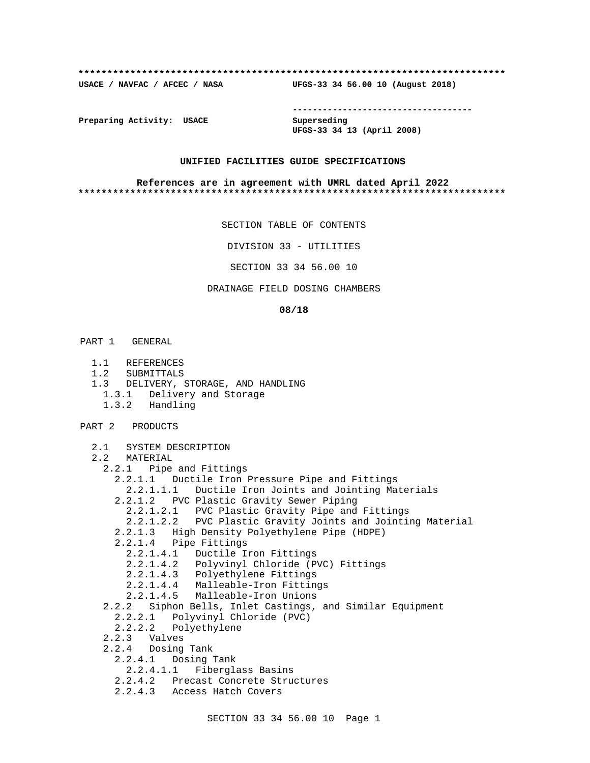**************************************************************************

**USACE / NAVFAC / AFCEC / NASA UFGS-33 34 56.00 10 (August 2018)**

-----------------------------------

**Preparing Activity: USACE Superseding**
**UFGS-33 34 13 (April 2008)**

**UNIFIED FACILITIES GUIDE SPECIFICATIONS**

**References are in agreement with UMRL dated April 2022**

**************************************************************************

SECTION TABLE OF CONTENTS

DIVISION 33 - UTILITIES

SECTION 33 34 56.00 10

DRAINAGE FIELD DOSING CHAMBERS

**08/18**

PART 1 GENERAL

- 1.1 REFERENCES
- 1.2 SUBMITTALS
- 1.3 DELIVERY, STORAGE, AND HANDLING
  - 1.3.1 Delivery and Storage
  - 1.3.2 Handling

PART 2 PRODUCTS

- 2.1 SYSTEM DESCRIPTION
- 2.2 MATERIAL
  - 2.2.1 Pipe and Fittings
    - 2.2.1.1 Ductile Iron Pressure Pipe and Fittings
      - 2.2.1.1.1 Ductile Iron Joints and Jointing Materials
    - 2.2.1.2 PVC Plastic Gravity Sewer Piping
      - 2.2.1.2.1 PVC Plastic Gravity Pipe and Fittings
      - 2.2.1.2.2 PVC Plastic Gravity Joints and Jointing Material
    - 2.2.1.3 High Density Polyethylene Pipe (HDPE)
    - 2.2.1.4 Pipe Fittings
      - 2.2.1.4.1 Ductile Iron Fittings
      - 2.2.1.4.2 Polyvinyl Chloride (PVC) Fittings
      - 2.2.1.4.3 Polyethylene Fittings
      - 2.2.1.4.4 Malleable-Iron Fittings
      - 2.2.1.4.5 Malleable-Iron Unions
  - 2.2.2 Siphon Bells, Inlet Castings, and Similar Equipment
    - 2.2.2.1 Polyvinyl Chloride (PVC)
    - 2.2.2.2 Polyethylene
  - 2.2.3 Valves
  - 2.2.4 Dosing Tank
    - 2.2.4.1 Dosing Tank
      - 2.2.4.1.1 Fiberglass Basins
    - 2.2.4.2 Precast Concrete Structures
    - 2.2.4.3 Access Hatch Covers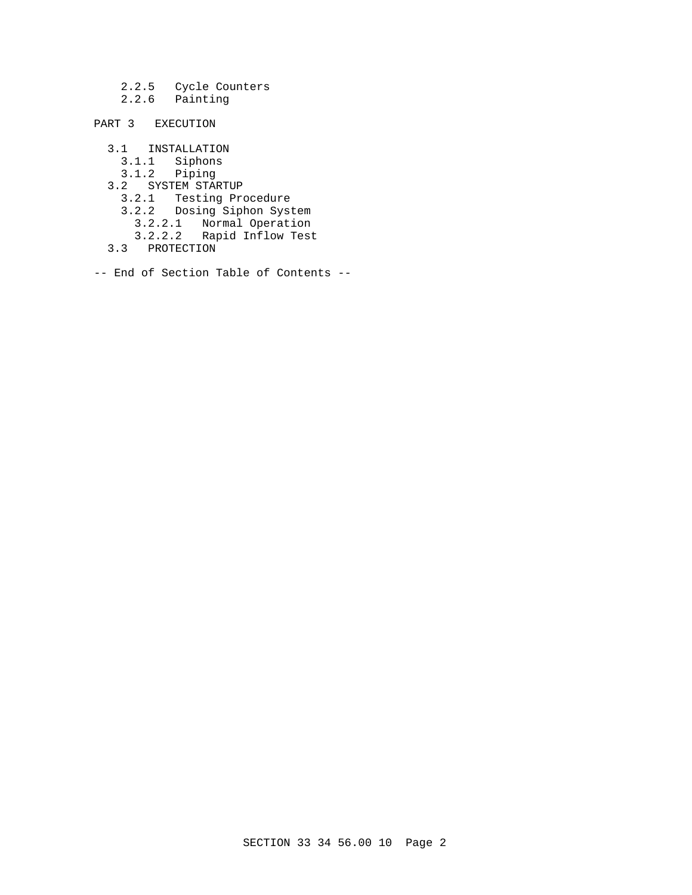2.2.5 Cycle Counters
2.2.6 Painting

PART 3 EXECUTION

3.1 INSTALLATION
  3.1.1 Siphons
  3.1.2 Piping
3.2 SYSTEM STARTUP
  3.2.1 Testing Procedure
  3.2.2 Dosing Siphon System
    3.2.2.1 Normal Operation
    3.2.2.2 Rapid Inflow Test
3.3 PROTECTION

-- End of Section Table of Contents --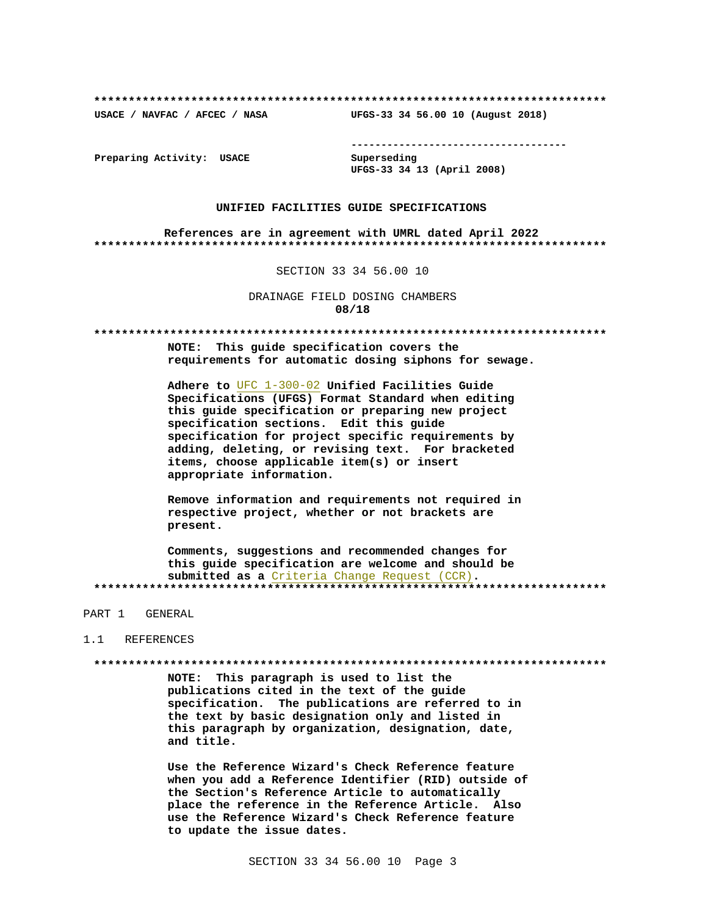**************************************************************************

USACE / NAVFAC / AFCEC / NASA UFGS-33 34 56.00 10 (August 2018)

-----------------------------------

Preparing Activity: USACE

Superseding
UFGS-33 34 13 (April 2008)

**UNIFIED FACILITIES GUIDE SPECIFICATIONS**

**References are in agreement with UMRL dated April 2022**

**************************************************************************

SECTION 33 34 56.00 10

DRAINAGE FIELD DOSING CHAMBERS
**08/18**

**************************************************************************

**NOTE: This guide specification covers the requirements for automatic dosing siphons for sewage.**

**Adhere to** UFC 1-300-02 **Unified Facilities Guide Specifications (UFGS) Format Standard when editing this guide specification or preparing new project specification sections. Edit this guide specification for project specific requirements by adding, deleting, or revising text. For bracketed items, choose applicable item(s) or insert appropriate information.**

**Remove information and requirements not required in respective project, whether or not brackets are present.**

**Comments, suggestions and recommended changes for this guide specification are welcome and should be submitted as a** Criteria Change Request (CCR)**.**

**************************************************************************

## PART 1 GENERAL

### 1.1 REFERENCES

**************************************************************************

**NOTE: This paragraph is used to list the publications cited in the text of the guide specification. The publications are referred to in the text by basic designation only and listed in this paragraph by organization, designation, date, and title.**

**Use the Reference Wizard's Check Reference feature when you add a Reference Identifier (RID) outside of the Section's Reference Article to automatically place the reference in the Reference Article. Also use the Reference Wizard's Check Reference feature to update the issue dates.**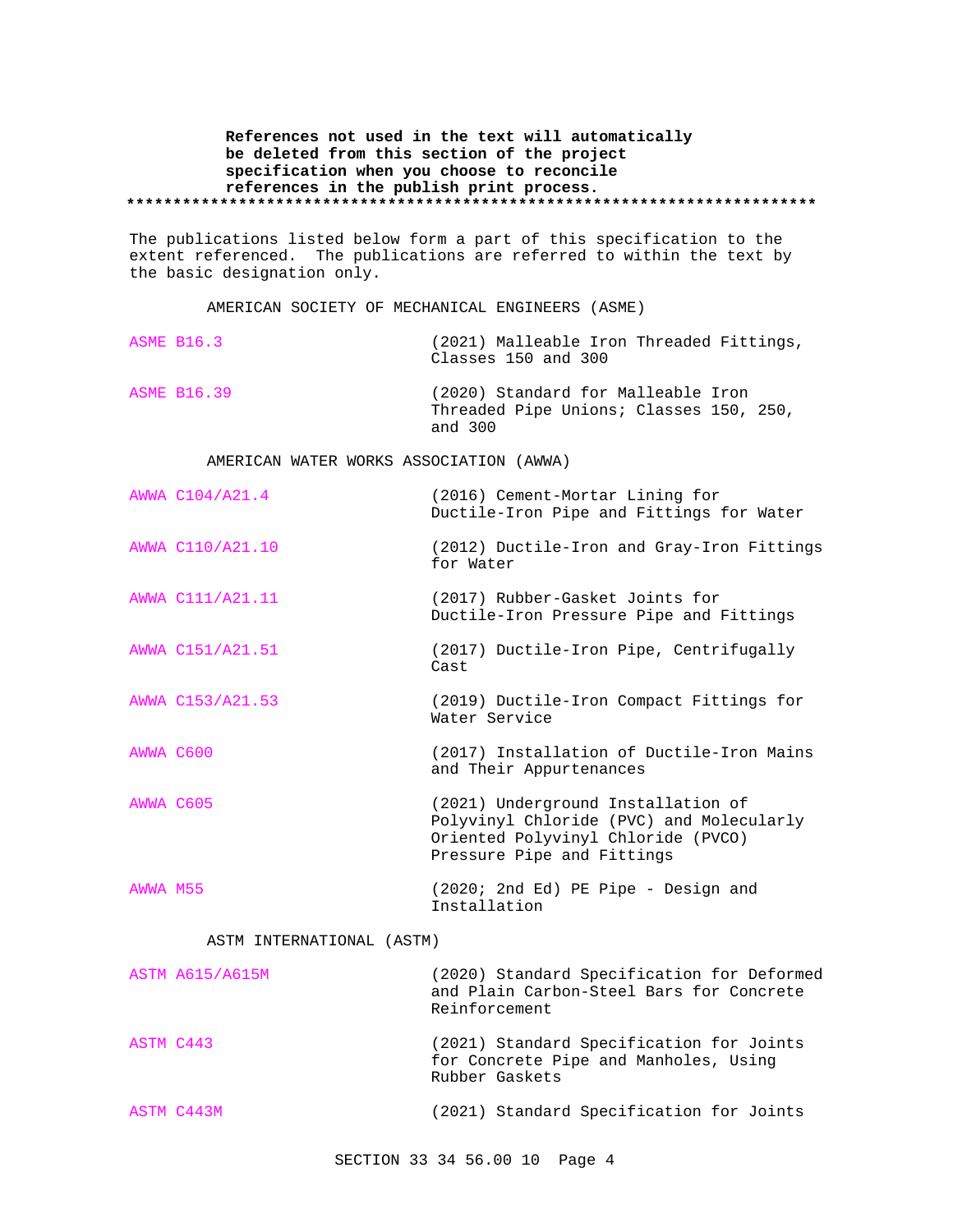**References not used in the text will automatically be deleted from this section of the project specification when you choose to reconcile references in the publish print process.**

**************************************************************************

The publications listed below form a part of this specification to the extent referenced. The publications are referred to within the text by the basic designation only.

AMERICAN SOCIETY OF MECHANICAL ENGINEERS (ASME)

| | |
|---|---|
| ASME B16.3 | (2021) Malleable Iron Threaded Fittings, Classes 150 and 300 |
| ASME B16.39 | (2020) Standard for Malleable Iron Threaded Pipe Unions; Classes 150, 250, and 300 |

AMERICAN WATER WORKS ASSOCIATION (AWWA)

| | |
|---|---|
| AWWA C104/A21.4 | (2016) Cement-Mortar Lining for Ductile-Iron Pipe and Fittings for Water |
| AWWA C110/A21.10 | (2012) Ductile-Iron and Gray-Iron Fittings for Water |
| AWWA C111/A21.11 | (2017) Rubber-Gasket Joints for Ductile-Iron Pressure Pipe and Fittings |
| AWWA C151/A21.51 | (2017) Ductile-Iron Pipe, Centrifugally Cast |
| AWWA C153/A21.53 | (2019) Ductile-Iron Compact Fittings for Water Service |
| AWWA C600 | (2017) Installation of Ductile-Iron Mains and Their Appurtenances |
| AWWA C605 | (2021) Underground Installation of Polyvinyl Chloride (PVC) and Molecularly Oriented Polyvinyl Chloride (PVCO) Pressure Pipe and Fittings |
| AWWA M55 | (2020; 2nd Ed) PE Pipe - Design and Installation |

ASTM INTERNATIONAL (ASTM)

| | |
|---|---|
| ASTM A615/A615M | (2020) Standard Specification for Deformed and Plain Carbon-Steel Bars for Concrete Reinforcement |
| ASTM C443 | (2021) Standard Specification for Joints for Concrete Pipe and Manholes, Using Rubber Gaskets |
| ASTM C443M | (2021) Standard Specification for Joints |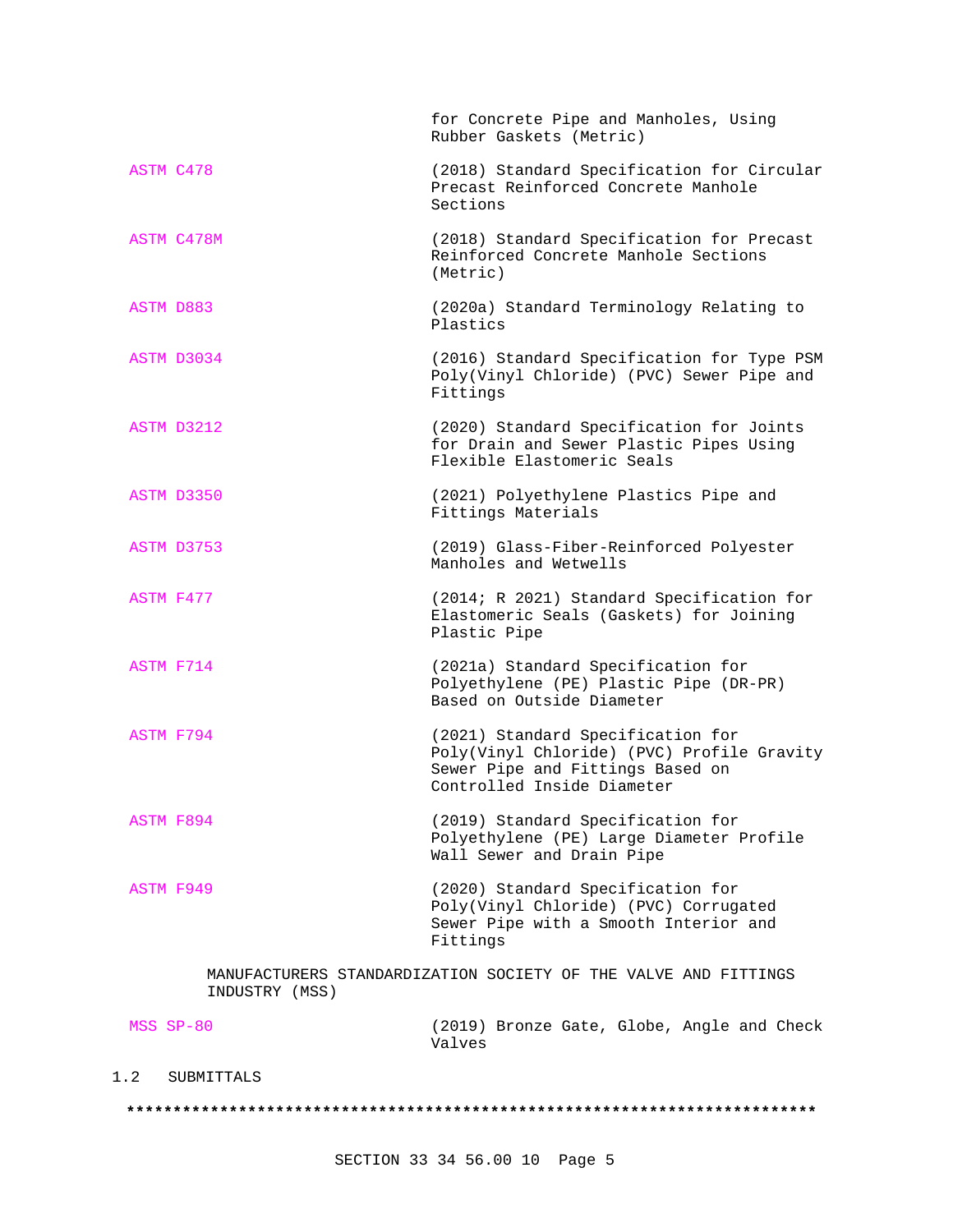for Concrete Pipe and Manholes, Using Rubber Gaskets (Metric)

| | |
|---|---|
| ASTM C478 | (2018) Standard Specification for Circular Precast Reinforced Concrete Manhole Sections |
| ASTM C478M | (2018) Standard Specification for Precast Reinforced Concrete Manhole Sections (Metric) |
| ASTM D883 | (2020a) Standard Terminology Relating to Plastics |
| ASTM D3034 | (2016) Standard Specification for Type PSM Poly(Vinyl Chloride) (PVC) Sewer Pipe and Fittings |
| ASTM D3212 | (2020) Standard Specification for Joints for Drain and Sewer Plastic Pipes Using Flexible Elastomeric Seals |
| ASTM D3350 | (2021) Polyethylene Plastics Pipe and Fittings Materials |
| ASTM D3753 | (2019) Glass-Fiber-Reinforced Polyester Manholes and Wetwells |
| ASTM F477 | (2014; R 2021) Standard Specification for Elastomeric Seals (Gaskets) for Joining Plastic Pipe |
| ASTM F714 | (2021a) Standard Specification for Polyethylene (PE) Plastic Pipe (DR-PR) Based on Outside Diameter |
| ASTM F794 | (2021) Standard Specification for Poly(Vinyl Chloride) (PVC) Profile Gravity Sewer Pipe and Fittings Based on Controlled Inside Diameter |
| ASTM F894 | (2019) Standard Specification for Polyethylene (PE) Large Diameter Profile Wall Sewer and Drain Pipe |
| ASTM F949 | (2020) Standard Specification for Poly(Vinyl Chloride) (PVC) Corrugated Sewer Pipe with a Smooth Interior and Fittings |

MANUFACTURERS STANDARDIZATION SOCIETY OF THE VALVE AND FITTINGS INDUSTRY (MSS)

| | |
|---|---|
| MSS SP-80 | (2019) Bronze Gate, Globe, Angle and Check Valves |

## 1.2 SUBMITTALS

**************************************************************************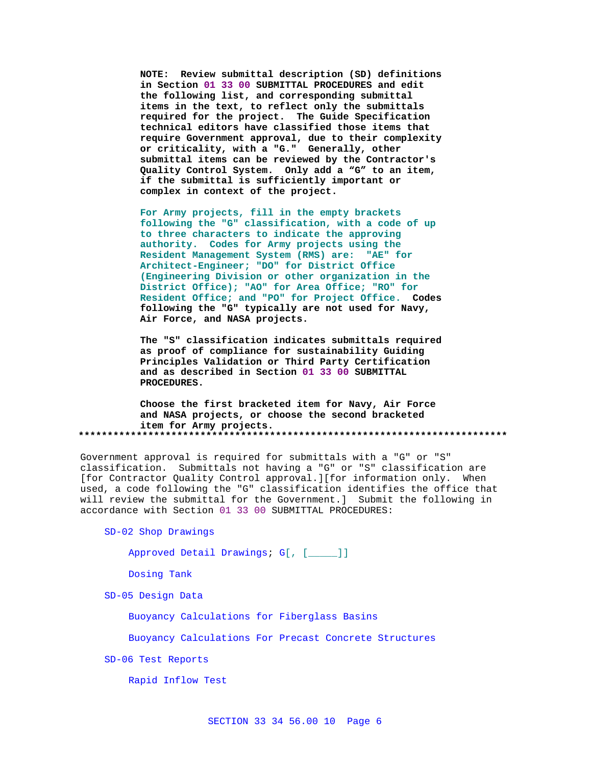**NOTE: Review submittal description (SD) definitions in Section 01 33 00 SUBMITTAL PROCEDURES and edit the following list, and corresponding submittal items in the text, to reflect only the submittals required for the project. The Guide Specification technical editors have classified those items that require Government approval, due to their complexity or criticality, with a "G." Generally, other submittal items can be reviewed by the Contractor's Quality Control System. Only add a "G" to an item, if the submittal is sufficiently important or complex in context of the project.**

**For Army projects, fill in the empty brackets following the "G" classification, with a code of up to three characters to indicate the approving authority. Codes for Army projects using the Resident Management System (RMS) are: "AE" for Architect-Engineer; "DO" for District Office (Engineering Division or other organization in the District Office); "AO" for Area Office; "RO" for Resident Office; and "PO" for Project Office. Codes following the "G" typically are not used for Navy, Air Force, and NASA projects.**

**The "S" classification indicates submittals required as proof of compliance for sustainability Guiding Principles Validation or Third Party Certification and as described in Section 01 33 00 SUBMITTAL PROCEDURES.**

**Choose the first bracketed item for Navy, Air Force and NASA projects, or choose the second bracketed item for Army projects.**

**************************************************************************

Government approval is required for submittals with a "G" or "S" classification. Submittals not having a "G" or "S" classification are [for Contractor Quality Control approval.][for information only. When used, a code following the "G" classification identifies the office that will review the submittal for the Government.] Submit the following in accordance with Section 01 33 00 SUBMITTAL PROCEDURES:

SD-02 Shop Drawings

Approved Detail Drawings; G[, [_____]]

Dosing Tank

SD-05 Design Data

Buoyancy Calculations for Fiberglass Basins

Buoyancy Calculations For Precast Concrete Structures

SD-06 Test Reports

Rapid Inflow Test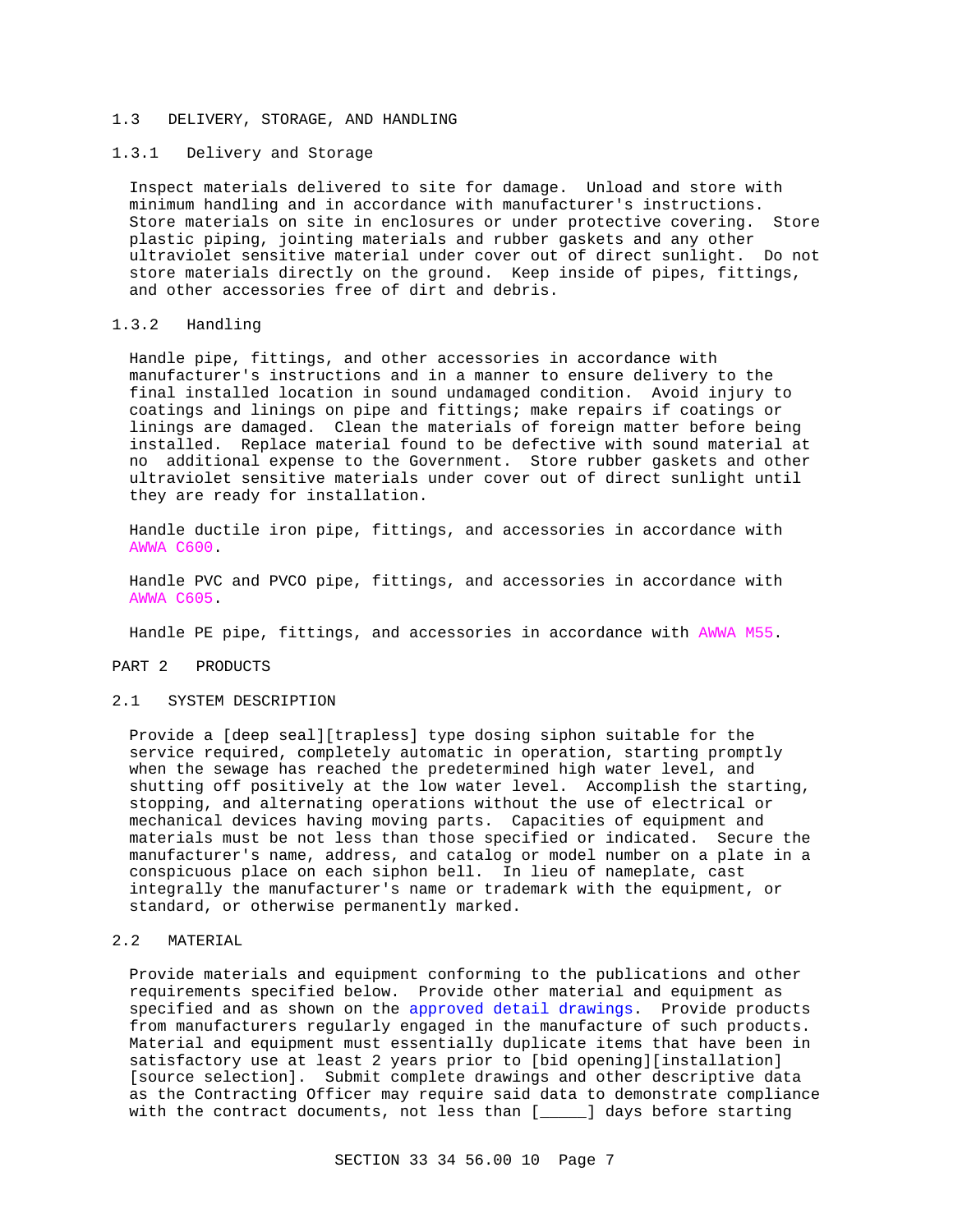## 1.3 DELIVERY, STORAGE, AND HANDLING

### 1.3.1 Delivery and Storage

Inspect materials delivered to site for damage. Unload and store with minimum handling and in accordance with manufacturer's instructions. Store materials on site in enclosures or under protective covering. Store plastic piping, jointing materials and rubber gaskets and any other ultraviolet sensitive material under cover out of direct sunlight. Do not store materials directly on the ground. Keep inside of pipes, fittings, and other accessories free of dirt and debris.

### 1.3.2 Handling

Handle pipe, fittings, and other accessories in accordance with manufacturer's instructions and in a manner to ensure delivery to the final installed location in sound undamaged condition. Avoid injury to coatings and linings on pipe and fittings; make repairs if coatings or linings are damaged. Clean the materials of foreign matter before being installed. Replace material found to be defective with sound material at no additional expense to the Government. Store rubber gaskets and other ultraviolet sensitive materials under cover out of direct sunlight until they are ready for installation.

Handle ductile iron pipe, fittings, and accessories in accordance with AWWA C600.

Handle PVC and PVCO pipe, fittings, and accessories in accordance with AWWA C605.

Handle PE pipe, fittings, and accessories in accordance with AWWA M55.

# PART 2 PRODUCTS

## 2.1 SYSTEM DESCRIPTION

Provide a [deep seal][trapless] type dosing siphon suitable for the service required, completely automatic in operation, starting promptly when the sewage has reached the predetermined high water level, and shutting off positively at the low water level. Accomplish the starting, stopping, and alternating operations without the use of electrical or mechanical devices having moving parts. Capacities of equipment and materials must be not less than those specified or indicated. Secure the manufacturer's name, address, and catalog or model number on a plate in a conspicuous place on each siphon bell. In lieu of nameplate, cast integrally the manufacturer's name or trademark with the equipment, or standard, or otherwise permanently marked.

## 2.2 MATERIAL

Provide materials and equipment conforming to the publications and other requirements specified below. Provide other material and equipment as specified and as shown on the approved detail drawings. Provide products from manufacturers regularly engaged in the manufacture of such products. Material and equipment must essentially duplicate items that have been in satisfactory use at least 2 years prior to [bid opening][installation] [source selection]. Submit complete drawings and other descriptive data as the Contracting Officer may require said data to demonstrate compliance with the contract documents, not less than [_____] days before starting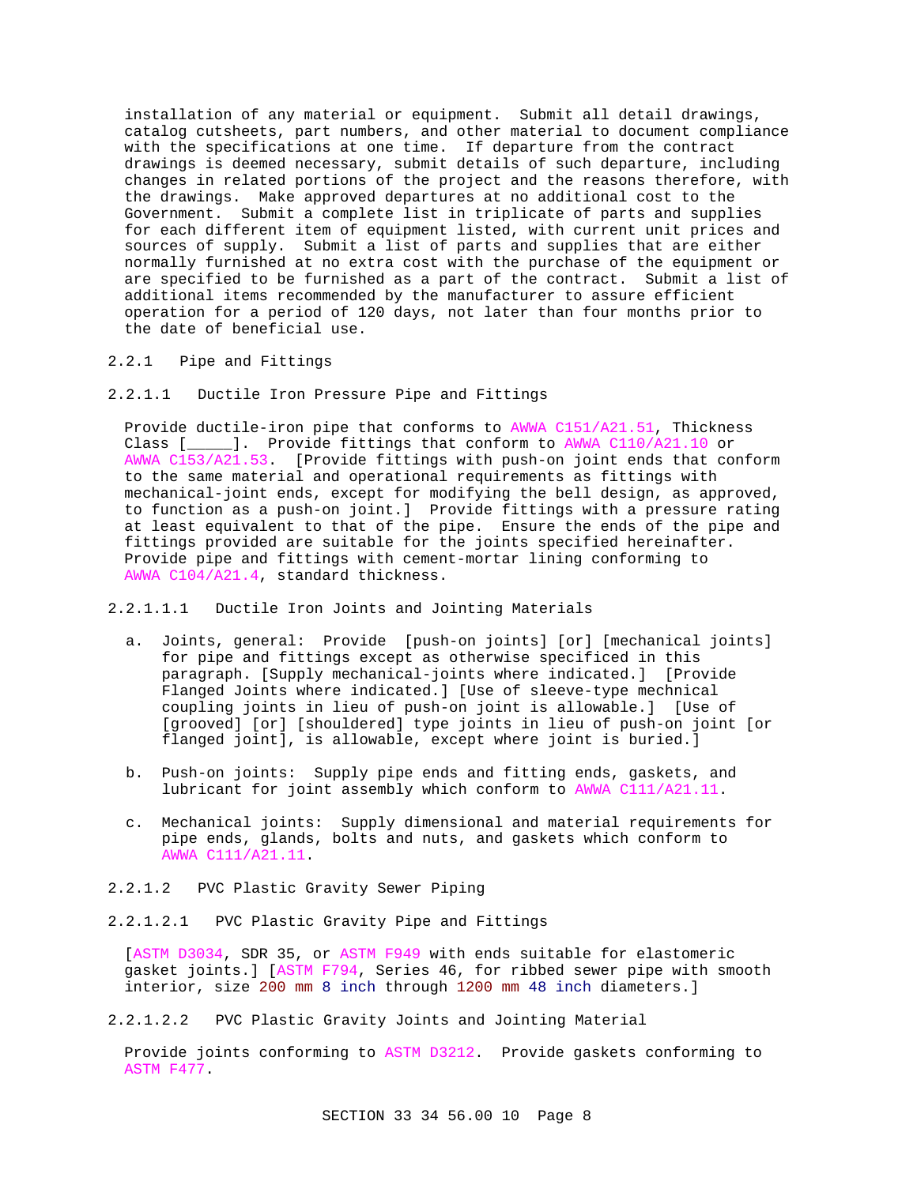installation of any material or equipment. Submit all detail drawings, catalog cutsheets, part numbers, and other material to document compliance with the specifications at one time. If departure from the contract drawings is deemed necessary, submit details of such departure, including changes in related portions of the project and the reasons therefore, with the drawings. Make approved departures at no additional cost to the Government. Submit a complete list in triplicate of parts and supplies for each different item of equipment listed, with current unit prices and sources of supply. Submit a list of parts and supplies that are either normally furnished at no extra cost with the purchase of the equipment or are specified to be furnished as a part of the contract. Submit a list of additional items recommended by the manufacturer to assure efficient operation for a period of 120 days, not later than four months prior to the date of beneficial use.

## 2.2.1 Pipe and Fittings

### 2.2.1.1 Ductile Iron Pressure Pipe and Fittings

Provide ductile-iron pipe that conforms to AWWA C151/A21.51, Thickness Class [_____]. Provide fittings that conform to AWWA C110/A21.10 or AWWA C153/A21.53. [Provide fittings with push-on joint ends that conform to the same material and operational requirements as fittings with mechanical-joint ends, except for modifying the bell design, as approved, to function as a push-on joint.] Provide fittings with a pressure rating at least equivalent to that of the pipe. Ensure the ends of the pipe and fittings provided are suitable for the joints specified hereinafter. Provide pipe and fittings with cement-mortar lining conforming to AWWA C104/A21.4, standard thickness.

#### 2.2.1.1.1 Ductile Iron Joints and Jointing Materials

a. Joints, general: Provide [push-on joints] [or] [mechanical joints] for pipe and fittings except as otherwise specificed in this paragraph. [Supply mechanical-joints where indicated.] [Provide Flanged Joints where indicated.] [Use of sleeve-type mechnical coupling joints in lieu of push-on joint is allowable.] [Use of [grooved] [or] [shouldered] type joints in lieu of push-on joint [or flanged joint], is allowable, except where joint is buried.]

b. Push-on joints: Supply pipe ends and fitting ends, gaskets, and lubricant for joint assembly which conform to AWWA C111/A21.11.

c. Mechanical joints: Supply dimensional and material requirements for pipe ends, glands, bolts and nuts, and gaskets which conform to AWWA C111/A21.11.

### 2.2.1.2 PVC Plastic Gravity Sewer Piping

#### 2.2.1.2.1 PVC Plastic Gravity Pipe and Fittings

[ASTM D3034, SDR 35, or ASTM F949 with ends suitable for elastomeric gasket joints.] [ASTM F794, Series 46, for ribbed sewer pipe with smooth interior, size 200 mm 8 inch through 1200 mm 48 inch diameters.]

#### 2.2.1.2.2 PVC Plastic Gravity Joints and Jointing Material

Provide joints conforming to ASTM D3212. Provide gaskets conforming to ASTM F477.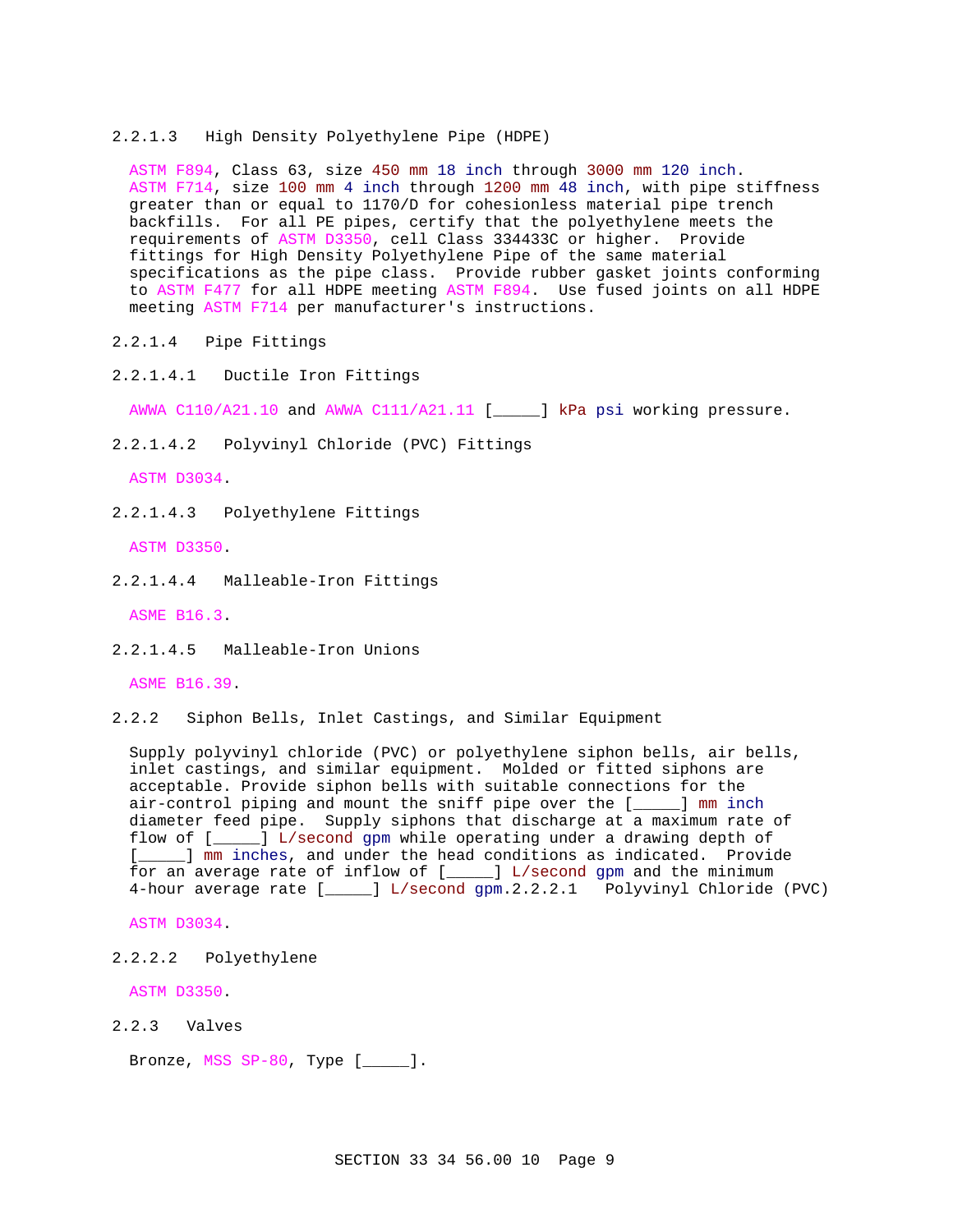#### 2.2.1.3 High Density Polyethylene Pipe (HDPE)

ASTM F894, Class 63, size 450 mm 18 inch through 3000 mm 120 inch. ASTM F714, size 100 mm 4 inch through 1200 mm 48 inch, with pipe stiffness greater than or equal to 1170/D for cohesionless material pipe trench backfills. For all PE pipes, certify that the polyethylene meets the requirements of ASTM D3350, cell Class 334433C or higher. Provide fittings for High Density Polyethylene Pipe of the same material specifications as the pipe class. Provide rubber gasket joints conforming to ASTM F477 for all HDPE meeting ASTM F894. Use fused joints on all HDPE meeting ASTM F714 per manufacturer's instructions.

#### 2.2.1.4 Pipe Fittings

##### 2.2.1.4.1 Ductile Iron Fittings

AWWA C110/A21.10 and AWWA C111/A21.11 [_____] kPa psi working pressure.

##### 2.2.1.4.2 Polyvinyl Chloride (PVC) Fittings

ASTM D3034.

##### 2.2.1.4.3 Polyethylene Fittings

ASTM D3350.

##### 2.2.1.4.4 Malleable-Iron Fittings

ASME B16.3.

##### 2.2.1.4.5 Malleable-Iron Unions

ASME B16.39.

### 2.2.2 Siphon Bells, Inlet Castings, and Similar Equipment

Supply polyvinyl chloride (PVC) or polyethylene siphon bells, air bells, inlet castings, and similar equipment. Molded or fitted siphons are acceptable. Provide siphon bells with suitable connections for the air-control piping and mount the sniff pipe over the [_____] mm inch diameter feed pipe. Supply siphons that discharge at a maximum rate of flow of [_____] L/second gpm while operating under a drawing depth of [_____] mm inches, and under the head conditions as indicated. Provide for an average rate of inflow of [_____] L/second gpm and the minimum 4-hour average rate [_____] L/second gpm.

#### 2.2.2.1 Polyvinyl Chloride (PVC)

ASTM D3034.

#### 2.2.2.2 Polyethylene

ASTM D3350.

### 2.2.3 Valves

Bronze, MSS SP-80, Type [_____].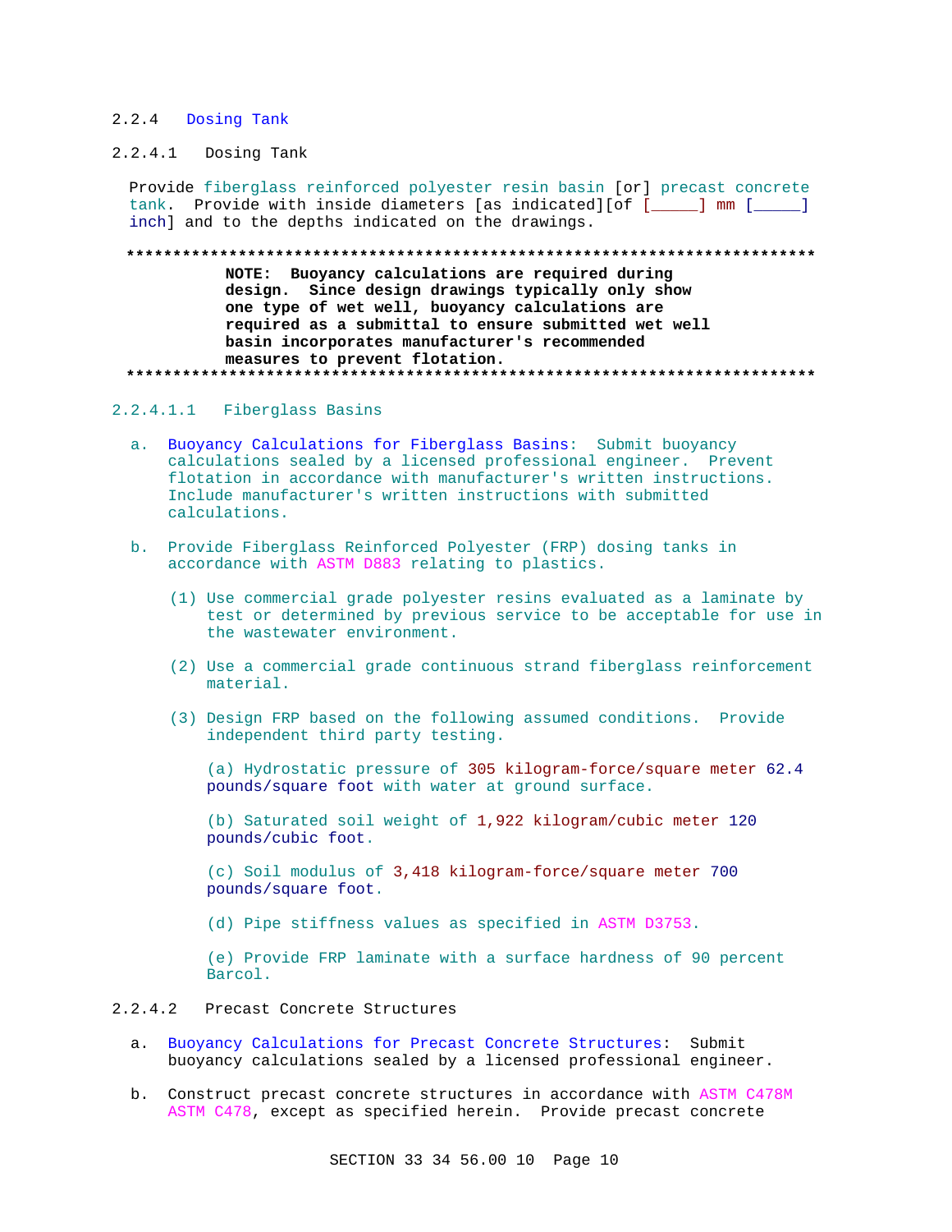#### 2.2.4 Dosing Tank

##### 2.2.4.1 Dosing Tank

Provide fiberglass reinforced polyester resin basin [or] precast concrete tank. Provide with inside diameters [as indicated][of [_____] mm [_____] inch] and to the depths indicated on the drawings.

```
**************************************************************************
          NOTE:  Buoyancy calculations are required during
          design.  Since design drawings typically only show
          one type of wet well, buoyancy calculations are
          required as a submittal to ensure submitted wet well
          basin incorporates manufacturer's recommended
          measures to prevent flotation.
**************************************************************************
```

###### 2.2.4.1.1 Fiberglass Basins

a. Buoyancy Calculations for Fiberglass Basins: Submit buoyancy calculations sealed by a licensed professional engineer. Prevent flotation in accordance with manufacturer's written instructions. Include manufacturer's written instructions with submitted calculations.

b. Provide Fiberglass Reinforced Polyester (FRP) dosing tanks in accordance with ASTM D883 relating to plastics.

   (1) Use commercial grade polyester resins evaluated as a laminate by test or determined by previous service to be acceptable for use in the wastewater environment.

   (2) Use a commercial grade continuous strand fiberglass reinforcement material.

   (3) Design FRP based on the following assumed conditions. Provide independent third party testing.

      (a) Hydrostatic pressure of 305 kilogram-force/square meter 62.4 pounds/square foot with water at ground surface.

      (b) Saturated soil weight of 1,922 kilogram/cubic meter 120 pounds/cubic foot.

      (c) Soil modulus of 3,418 kilogram-force/square meter 700 pounds/square foot.

      (d) Pipe stiffness values as specified in ASTM D3753.

      (e) Provide FRP laminate with a surface hardness of 90 percent Barcol.

##### 2.2.4.2 Precast Concrete Structures

a. Buoyancy Calculations for Precast Concrete Structures: Submit buoyancy calculations sealed by a licensed professional engineer.

b. Construct precast concrete structures in accordance with ASTM C478M ASTM C478, except as specified herein. Provide precast concrete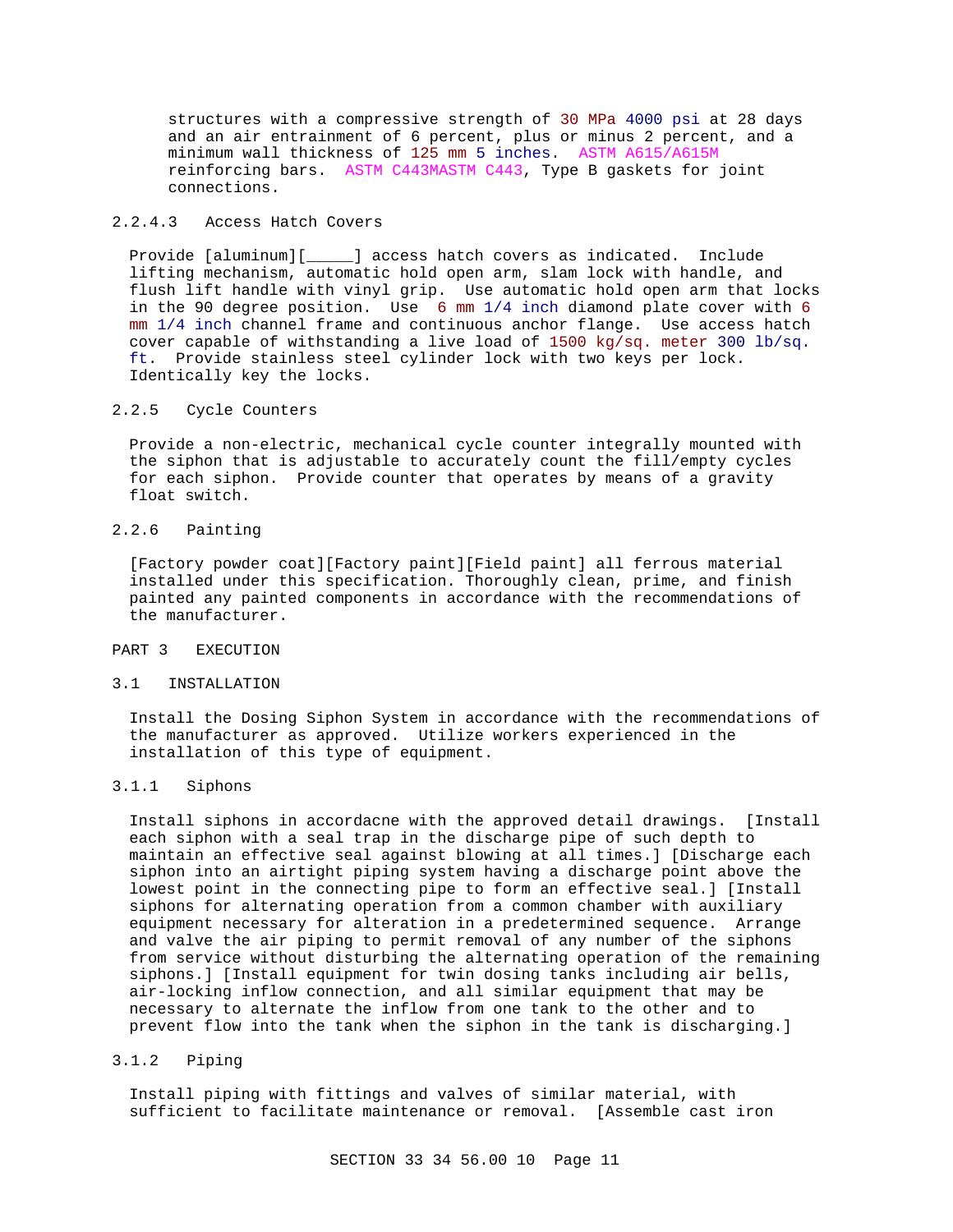structures with a compressive strength of 30 MPa 4000 psi at 28 days and an air entrainment of 6 percent, plus or minus 2 percent, and a minimum wall thickness of 125 mm 5 inches. ASTM A615/A615M reinforcing bars. ASTM C443MASTM C443, Type B gaskets for joint connections.

#### 2.2.4.3 Access Hatch Covers

Provide [aluminum][_____] access hatch covers as indicated. Include lifting mechanism, automatic hold open arm, slam lock with handle, and flush lift handle with vinyl grip. Use automatic hold open arm that locks in the 90 degree position. Use 6 mm 1/4 inch diamond plate cover with 6 mm 1/4 inch channel frame and continuous anchor flange. Use access hatch cover capable of withstanding a live load of 1500 kg/sq. meter 300 lb/sq. ft. Provide stainless steel cylinder lock with two keys per lock. Identically key the locks.

### 2.2.5 Cycle Counters

Provide a non-electric, mechanical cycle counter integrally mounted with the siphon that is adjustable to accurately count the fill/empty cycles for each siphon. Provide counter that operates by means of a gravity float switch.

### 2.2.6 Painting

[Factory powder coat][Factory paint][Field paint] all ferrous material installed under this specification. Thoroughly clean, prime, and finish painted any painted components in accordance with the recommendations of the manufacturer.

# PART 3 EXECUTION

## 3.1 INSTALLATION

Install the Dosing Siphon System in accordance with the recommendations of the manufacturer as approved. Utilize workers experienced in the installation of this type of equipment.

### 3.1.1 Siphons

Install siphons in accordacne with the approved detail drawings. [Install each siphon with a seal trap in the discharge pipe of such depth to maintain an effective seal against blowing at all times.] [Discharge each siphon into an airtight piping system having a discharge point above the lowest point in the connecting pipe to form an effective seal.] [Install siphons for alternating operation from a common chamber with auxiliary equipment necessary for alteration in a predetermined sequence. Arrange and valve the air piping to permit removal of any number of the siphons from service without disturbing the alternating operation of the remaining siphons.] [Install equipment for twin dosing tanks including air bells, air-locking inflow connection, and all similar equipment that may be necessary to alternate the inflow from one tank to the other and to prevent flow into the tank when the siphon in the tank is discharging.]

### 3.1.2 Piping

Install piping with fittings and valves of similar material, with sufficient to facilitate maintenance or removal. [Assemble cast iron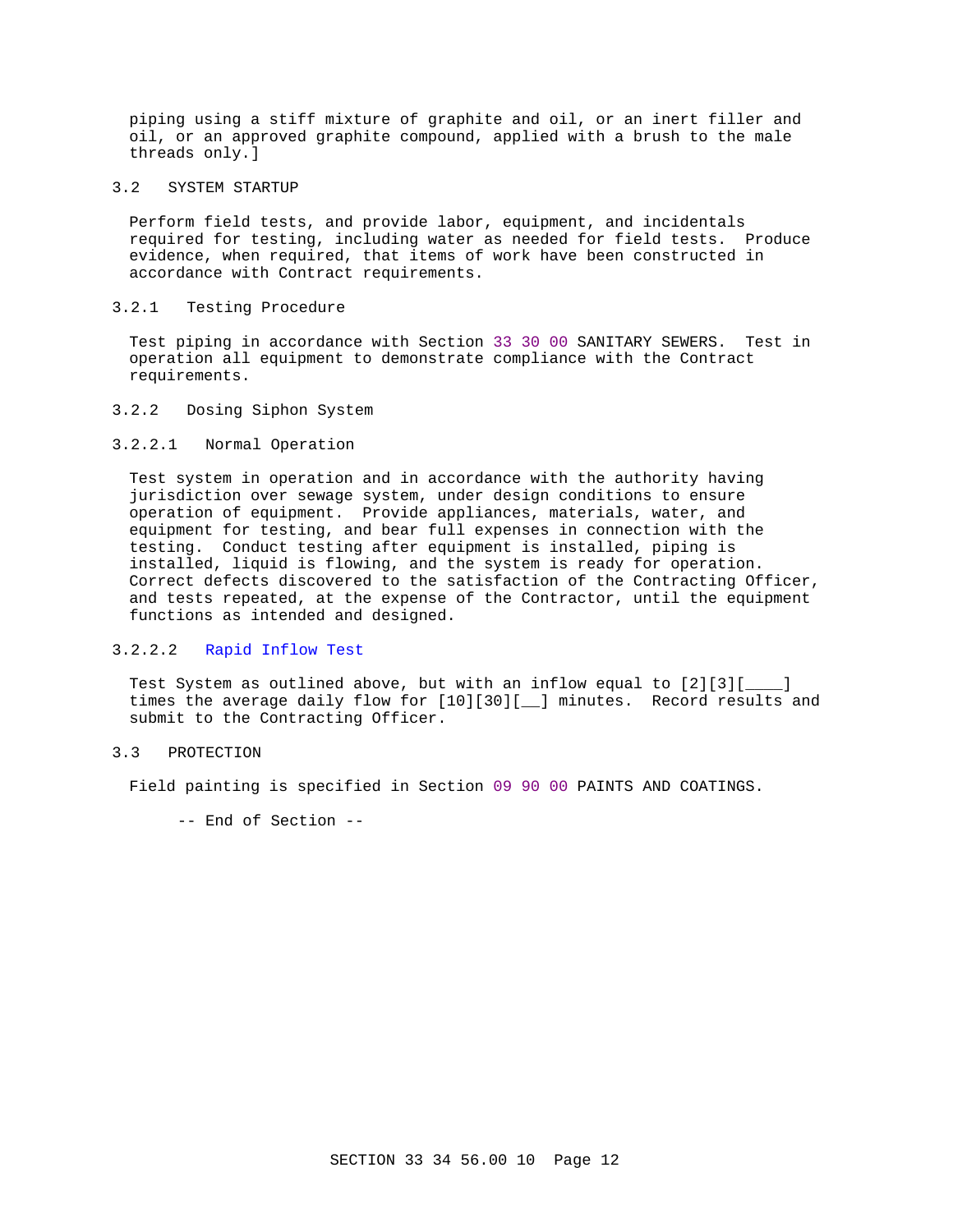piping using a stiff mixture of graphite and oil, or an inert filler and oil, or an approved graphite compound, applied with a brush to the male threads only.]

## 3.2 SYSTEM STARTUP

Perform field tests, and provide labor, equipment, and incidentals required for testing, including water as needed for field tests. Produce evidence, when required, that items of work have been constructed in accordance with Contract requirements.

### 3.2.1 Testing Procedure

Test piping in accordance with Section 33 30 00 SANITARY SEWERS. Test in operation all equipment to demonstrate compliance with the Contract requirements.

### 3.2.2 Dosing Siphon System

#### 3.2.2.1 Normal Operation

Test system in operation and in accordance with the authority having jurisdiction over sewage system, under design conditions to ensure operation of equipment. Provide appliances, materials, water, and equipment for testing, and bear full expenses in connection with the testing. Conduct testing after equipment is installed, piping is installed, liquid is flowing, and the system is ready for operation. Correct defects discovered to the satisfaction of the Contracting Officer, and tests repeated, at the expense of the Contractor, until the equipment functions as intended and designed.

#### 3.2.2.2 Rapid Inflow Test

Test System as outlined above, but with an inflow equal to [2][3][____] times the average daily flow for [10][30][__] minutes. Record results and submit to the Contracting Officer.

## 3.3 PROTECTION

Field painting is specified in Section 09 90 00 PAINTS AND COATINGS.

-- End of Section --